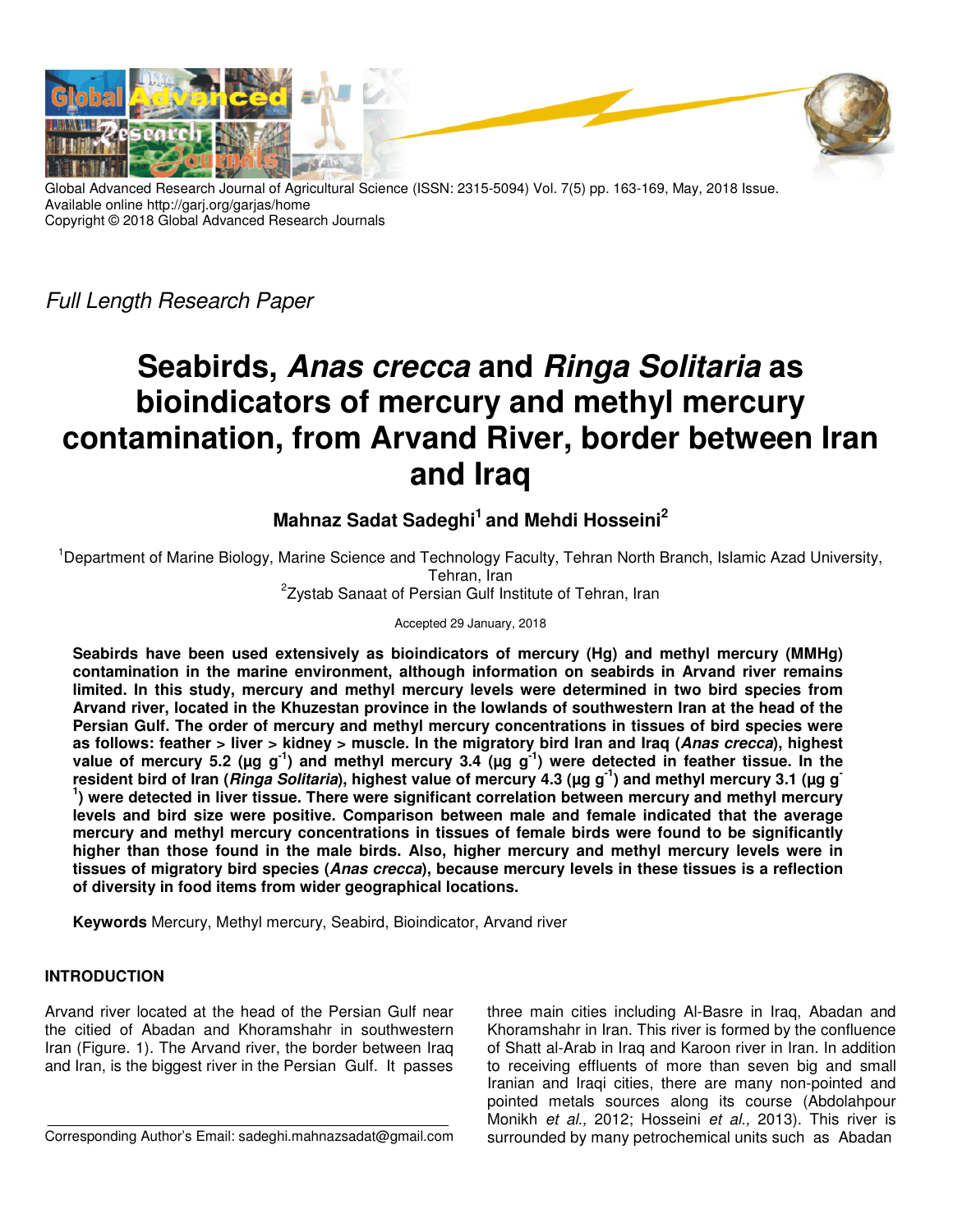Global Advanced Research Journal of Agricultural Science (ISSN: 2315-5094) Vol. 7(5) pp. 163-169, May, 2018 Issue.
Available online http://garj.org/garjas/home
Copyright © 2018 Global Advanced Research Journals

*Full Length Research Paper*

# Seabirds, *Anas crecca* and *Ringa Solitaria* as bioindicators of mercury and methyl mercury contamination, from Arvand River, border between Iran and Iraq

**Mahnaz Sadat Sadeghi[1] and Mehdi Hosseini[2]**

[1]Department of Marine Biology, Marine Science and Technology Faculty, Tehran North Branch, Islamic Azad University, Tehran, Iran

[2]Zystab Sanaat of Persian Gulf Institute of Tehran, Iran

Accepted 29 January, 2018

**Seabirds have been used extensively as bioindicators of mercury (Hg) and methyl mercury (MMHg) contamination in the marine environment, although information on seabirds in Arvand river remains limited. In this study, mercury and methyl mercury levels were determined in two bird species from Arvand river, located in the Khuzestan province in the lowlands of southwestern Iran at the head of the Persian Gulf. The order of mercury and methyl mercury concentrations in tissues of bird species were as follows: feather > liver > kidney > muscle. In the migratory bird Iran and Iraq (*Anas crecca*), highest value of mercury 5.2 (µg $g^{-1}$) and methyl mercury 3.4 (µg $g^{-1}$) were detected in feather tissue. In the resident bird of Iran (*Ringa Solitaria*), highest value of mercury 4.3 (µg $g^{-1}$) and methyl mercury 3.1 (µg $g^{-1}$) were detected in liver tissue. There were significant correlation between mercury and methyl mercury levels and bird size were positive. Comparison between male and female indicated that the average mercury and methyl mercury concentrations in tissues of female birds were found to be significantly higher than those found in the male birds. Also, higher mercury and methyl mercury levels were in tissues of migratory bird species (*Anas crecca*), because mercury levels in these tissues is a reflection of diversity in food items from wider geographical locations.**

**Keywords** Mercury, Methyl mercury, Seabird, Bioindicator, Arvand river

## INTRODUCTION

Arvand river located at the head of the Persian Gulf near the citied of Abadan and Khoramshahr in southwestern Iran (Figure. 1). The Arvand river, the border between Iraq and Iran, is the biggest river in the Persian Gulf. It passes three main cities including Al-Basre in Iraq, Abadan and Khoramshahr in Iran. This river is formed by the confluence of Shatt al-Arab in Iraq and Karoon river in Iran. In addition to receiving effluents of more than seven big and small Iranian and Iraqi cities, there are many non-pointed and pointed metals sources along its course (Abdolahpour Monikh *et al.,* 2012; Hosseini *et al.,* 2013). This river is surrounded by many petrochemical units such as Abadan

Corresponding Author's Email: sadeghi.mahnazsadat@gmail.com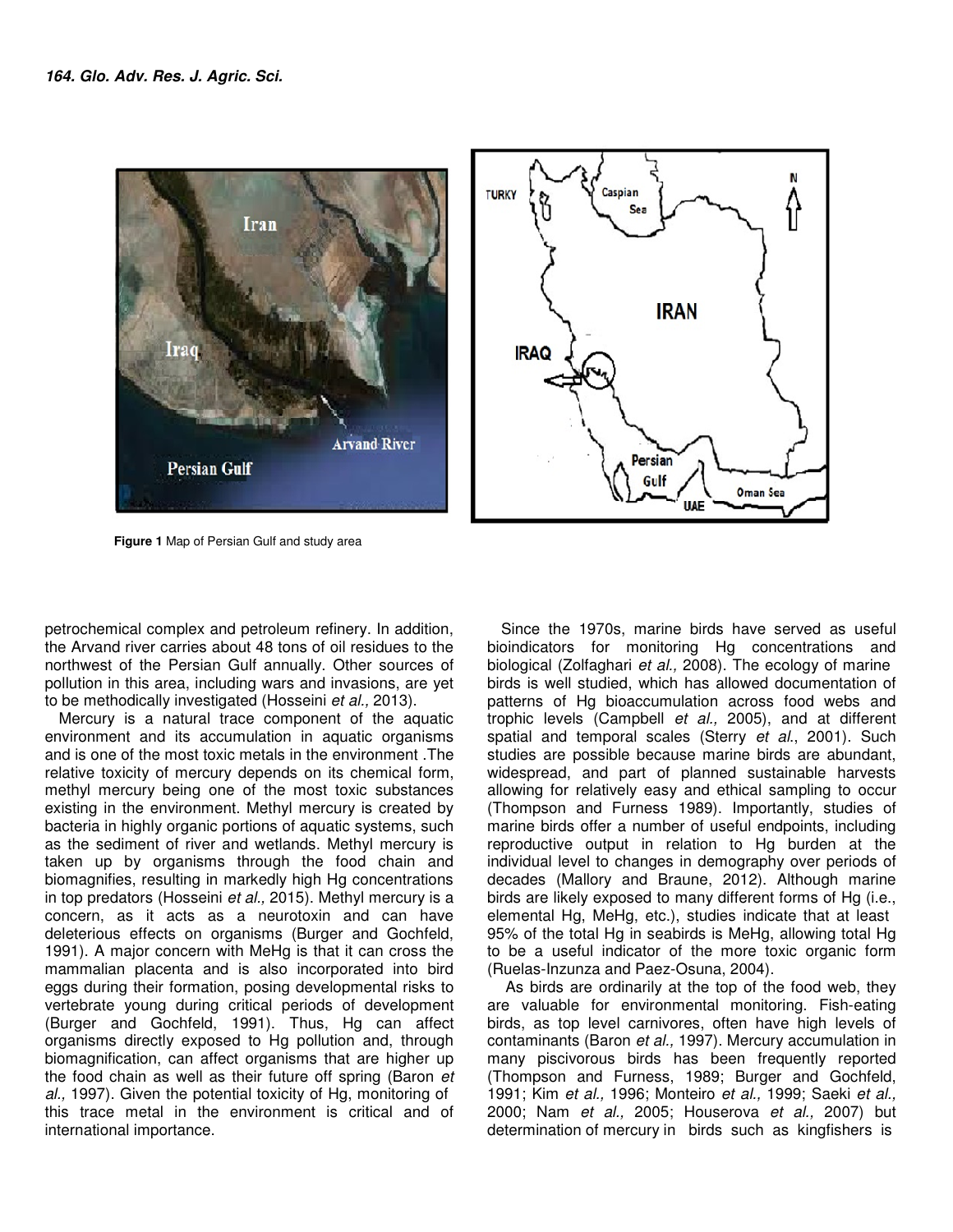Figure 1 Map of Persian Gulf and study area

petrochemical complex and petroleum refinery. In addition, the Arvand river carries about 48 tons of oil residues to the northwest of the Persian Gulf annually. Other sources of pollution in this area, including wars and invasions, are yet to be methodically investigated (Hosseini *et al.,* 2013).

Mercury is a natural trace component of the aquatic environment and its accumulation in aquatic organisms and is one of the most toxic metals in the environment .The relative toxicity of mercury depends on its chemical form, methyl mercury being one of the most toxic substances existing in the environment. Methyl mercury is created by bacteria in highly organic portions of aquatic systems, such as the sediment of river and wetlands. Methyl mercury is taken up by organisms through the food chain and biomagnifies, resulting in markedly high Hg concentrations in top predators (Hosseini *et al.,* 2015). Methyl mercury is a concern, as it acts as a neurotoxin and can have deleterious effects on organisms (Burger and Gochfeld, 1991). A major concern with MeHg is that it can cross the mammalian placenta and is also incorporated into bird eggs during their formation, posing developmental risks to vertebrate young during critical periods of development (Burger and Gochfeld, 1991). Thus, Hg can affect organisms directly exposed to Hg pollution and, through biomagnification, can affect organisms that are higher up the food chain as well as their future off spring (Baron *et al.,* 1997). Given the potential toxicity of Hg, monitoring of this trace metal in the environment is critical and of international importance.

Since the 1970s, marine birds have served as useful bioindicators for monitoring Hg concentrations and biological (Zolfaghari *et al.,* 2008). The ecology of marine birds is well studied, which has allowed documentation of patterns of Hg bioaccumulation across food webs and trophic levels (Campbell *et al.,* 2005), and at different spatial and temporal scales (Sterry *et al*., 2001). Such studies are possible because marine birds are abundant, widespread, and part of planned sustainable harvests allowing for relatively easy and ethical sampling to occur (Thompson and Furness 1989). Importantly, studies of marine birds offer a number of useful endpoints, including reproductive output in relation to Hg burden at the individual level to changes in demography over periods of decades (Mallory and Braune, 2012). Although marine birds are likely exposed to many different forms of Hg (i.e., elemental Hg, MeHg, etc.), studies indicate that at least 95% of the total Hg in seabirds is MeHg, allowing total Hg to be a useful indicator of the more toxic organic form (Ruelas-Inzunza and Paez-Osuna, 2004).

As birds are ordinarily at the top of the food web, they are valuable for environmental monitoring. Fish-eating birds, as top level carnivores, often have high levels of contaminants (Baron *et al.,* 1997). Mercury accumulation in many piscivorous birds has been frequently reported (Thompson and Furness, 1989; Burger and Gochfeld, 1991; Kim *et al.,* 1996; Monteiro *et al.,* 1999; Saeki *et al.,* 2000; Nam *et al.,* 2005; Houserova *et al.,* 2007) but determination of mercury in birds such as kingfishers is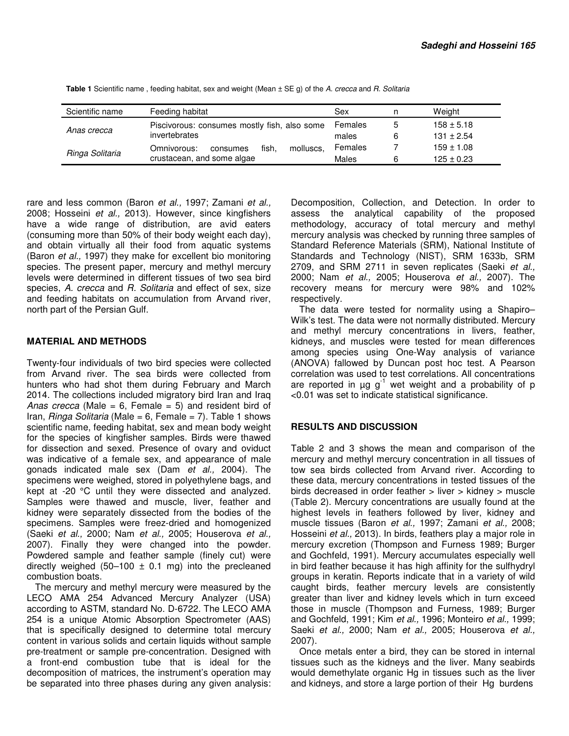**Table 1** Scientific name , feeding habitat, sex and weight (Mean ± SE g) of the *A. crecca* and *R. Solitaria*

| Scientific name | Feeding habitat | Sex | n | Weight |
|---|---|---|---|---|
| *Anas crecca* | Piscivorous: consumes mostly fish, also some invertebrates | Females | 5 | 158 ± 5.18 |
| | | males | 6 | 131 ± 2.54 |
| *Ringa Solitaria* | Omnivorous: consumes fish, molluscs, crustacean, and some algae | Females | 7 | 159 ± 1.08 |
| | | Males | 6 | 125 ± 0.23 |

rare and less common (Baron *et al.,* 1997; Zamani *et al.,* 2008; Hosseini *et al.,* 2013). However, since kingfishers have a wide range of distribution, are avid eaters (consuming more than 50% of their body weight each day), and obtain virtually all their food from aquatic systems (Baron *et al.,* 1997) they make for excellent bio monitoring species. The present paper, mercury and methyl mercury levels were determined in different tissues of two sea bird species, *A. crecca* and *R. Solitaria* and effect of sex, size and feeding habitats on accumulation from Arvand river, north part of the Persian Gulf.

## MATERIAL AND METHODS

Twenty-four individuals of two bird species were collected from Arvand river. The sea birds were collected from hunters who had shot them during February and March 2014. The collections included migratory bird Iran and Iraq *Anas crecca* (Male = 6, Female = 5) and resident bird of Iran, *Ringa Solitaria* (Male = 6, Female = 7). Table 1 shows scientific name, feeding habitat, sex and mean body weight for the species of kingfisher samples. Birds were thawed for dissection and sexed. Presence of ovary and oviduct was indicative of a female sex, and appearance of male gonads indicated male sex (Dam *et al.,* 2004). The specimens were weighed, stored in polyethylene bags, and kept at -20 °C until they were dissected and analyzed. Samples were thawed and muscle, liver, feather and kidney were separately dissected from the bodies of the specimens. Samples were freez-dried and homogenized (Saeki *et al.,* 2000; Nam *et al.,* 2005; Houserova *et al.,* 2007). Finally they were changed into the powder. Powdered sample and feather sample (finely cut) were directly weighed (50–100 ± 0.1 mg) into the precleaned combustion boats.

The mercury and methyl mercury were measured by the LECO AMA 254 Advanced Mercury Analyzer (USA) according to ASTM, standard No. D-6722. The LECO AMA 254 is a unique Atomic Absorption Spectrometer (AAS) that is specifically designed to determine total mercury content in various solids and certain liquids without sample pre-treatment or sample pre-concentration. Designed with a front-end combustion tube that is ideal for the decomposition of matrices, the instrument's operation may be separated into three phases during any given analysis: Decomposition, Collection, and Detection. In order to assess the analytical capability of the proposed methodology, accuracy of total mercury and methyl mercury analysis was checked by running three samples of Standard Reference Materials (SRM), National Institute of Standards and Technology (NIST), SRM 1633b, SRM 2709, and SRM 2711 in seven replicates (Saeki *et al.,* 2000; Nam *et al.,* 2005; Houserova *et al.,* 2007). The recovery means for mercury were 98% and 102% respectively.

The data were tested for normality using a Shapiro–Wilk's test. The data were not normally distributed. Mercury and methyl mercury concentrations in livers, feather, kidneys, and muscles were tested for mean differences among species using One-Way analysis of variance (ANOVA) fallowed by Duncan post hoc test. A Pearson correlation was used to test correlations. All concentrations are reported in $\mu g\ g^{-1}$ wet weight and a probability of $p < 0.01$ was set to indicate statistical significance.

## RESULTS AND DISCUSSION

Table 2 and 3 shows the mean and comparison of the mercury and methyl mercury concentration in all tissues of tow sea birds collected from Arvand river. According to these data, mercury concentrations in tested tissues of the birds decreased in order feather > liver > kidney > muscle (Table 2). Mercury concentrations are usually found at the highest levels in feathers followed by liver, kidney and muscle tissues (Baron *et al.,* 1997; Zamani *et al.,* 2008; Hosseini *et al.,* 2013). In birds, feathers play a major role in mercury excretion (Thompson and Furness 1989; Burger and Gochfeld, 1991). Mercury accumulates especially well in bird feather because it has high affinity for the sulfhydryl groups in keratin. Reports indicate that in a variety of wild caught birds, feather mercury levels are consistently greater than liver and kidney levels which in turn exceed those in muscle (Thompson and Furness, 1989; Burger and Gochfeld, 1991; Kim *et al.,* 1996; Monteiro *et al.,* 1999; Saeki *et al.,* 2000; Nam *et al.,* 2005; Houserova *et al.,* 2007).

Once metals enter a bird, they can be stored in internal tissues such as the kidneys and the liver. Many seabirds would demethylate organic Hg in tissues such as the liver and kidneys, and store a large portion of their Hg burdens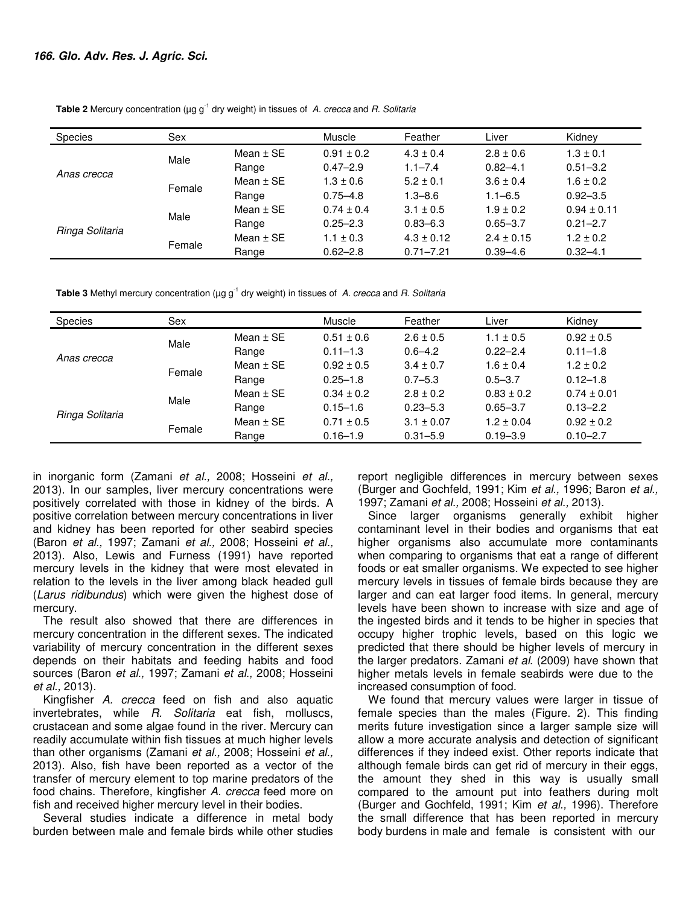**Table 2** Mercury concentration (μg g$^{-1}$ dry weight) in tissues of *A. crecca* and *R. Solitaria*

| Species | Sex | | Muscle | Feather | Liver | Kidney |
|---|---|---|---|---|---|---|
| *Anas crecca* | Male | Mean ± SE | 0.91 ± 0.2 | 4.3 ± 0.4 | 2.8 ± 0.6 | 1.3 ± 0.1 |
| | | Range | 0.47–2.9 | 1.1–7.4 | 0.82–4.1 | 0.51–3.2 |
| | Female | Mean ± SE | 1.3 ± 0.6 | 5.2 ± 0.1 | 3.6 ± 0.4 | 1.6 ± 0.2 |
| | | Range | 0.75–4.8 | 1.3–8.6 | 1.1–6.5 | 0.92–3.5 |
| *Ringa Solitaria* | Male | Mean ± SE | 0.74 ± 0.4 | 3.1 ± 0.5 | 1.9 ± 0.2 | 0.94 ± 0.11 |
| | | Range | 0.25–2.3 | 0.83–6.3 | 0.65–3.7 | 0.21–2.7 |
| | Female | Mean ± SE | 1.1 ± 0.3 | 4.3 ± 0.12 | 2.4 ± 0.15 | 1.2 ± 0.2 |
| | | Range | 0.62–2.8 | 0.71–7.21 | 0.39–4.6 | 0.32–4.1 |

**Table 3** Methyl mercury concentration (μg g$^{-1}$ dry weight) in tissues of *A. crecca* and *R. Solitaria*

| Species | Sex | | Muscle | Feather | Liver | Kidney |
|---|---|---|---|---|---|---|
| *Anas crecca* | Male | Mean ± SE | 0.51 ± 0.6 | 2.6 ± 0.5 | 1.1 ± 0.5 | 0.92 ± 0.5 |
| | | Range | 0.11–1.3 | 0.6–4.2 | 0.22–2.4 | 0.11–1.8 |
| | Female | Mean ± SE | 0.92 ± 0.5 | 3.4 ± 0.7 | 1.6 ± 0.4 | 1.2 ± 0.2 |
| | | Range | 0.25–1.8 | 0.7–5.3 | 0.5–3.7 | 0.12–1.8 |
| *Ringa Solitaria* | Male | Mean ± SE | 0.34 ± 0.2 | 2.8 ± 0.2 | 0.83 ± 0.2 | 0.74 ± 0.01 |
| | | Range | 0.15–1.6 | 0.23–5.3 | 0.65–3.7 | 0.13–2.2 |
| | Female | Mean ± SE | 0.71 ± 0.5 | 3.1 ± 0.07 | 1.2 ± 0.04 | 0.92 ± 0.2 |
| | | Range | 0.16–1.9 | 0.31–5.9 | 0.19–3.9 | 0.10–2.7 |

in inorganic form (Zamani *et al.,* 2008; Hosseini *et al.,* 2013). In our samples, liver mercury concentrations were positively correlated with those in kidney of the birds. A positive correlation between mercury concentrations in liver and kidney has been reported for other seabird species (Baron *et al.,* 1997; Zamani *et al.,* 2008; Hosseini *et al.,* 2013). Also, Lewis and Furness (1991) have reported mercury levels in the kidney that were most elevated in relation to the levels in the liver among black headed gull (*Larus ridibundus*) which were given the highest dose of mercury.

The result also showed that there are differences in mercury concentration in the different sexes. The indicated variability of mercury concentration in the different sexes depends on their habitats and feeding habits and food sources (Baron *et al.,* 1997; Zamani *et al.,* 2008; Hosseini *et al.,* 2013).

Kingfisher *A. crecca* feed on fish and also aquatic invertebrates, while *R. Solitaria* eat fish, molluscs, crustacean and some algae found in the river. Mercury can readily accumulate within fish tissues at much higher levels than other organisms (Zamani *et al.,* 2008; Hosseini *et al.,* 2013). Also, fish have been reported as a vector of the transfer of mercury element to top marine predators of the food chains. Therefore, kingfisher *A. crecca* feed more on fish and received higher mercury level in their bodies.

Several studies indicate a difference in metal body burden between male and female birds while other studies report negligible differences in mercury between sexes (Burger and Gochfeld, 1991; Kim *et al.,* 1996; Baron *et al.,* 1997; Zamani *et al.,* 2008; Hosseini *et al.,* 2013).

Since larger organisms generally exhibit higher contaminant level in their bodies and organisms that eat higher organisms also accumulate more contaminants when comparing to organisms that eat a range of different foods or eat smaller organisms. We expected to see higher mercury levels in tissues of female birds because they are larger and can eat larger food items. In general, mercury levels have been shown to increase with size and age of the ingested birds and it tends to be higher in species that occupy higher trophic levels, based on this logic we predicted that there should be higher levels of mercury in the larger predators. Zamani *et al.* (2009) have shown that higher metals levels in female seabirds were due to the increased consumption of food.

We found that mercury values were larger in tissue of female species than the males (Figure. 2). This finding merits future investigation since a larger sample size will allow a more accurate analysis and detection of significant differences if they indeed exist. Other reports indicate that although female birds can get rid of mercury in their eggs, the amount they shed in this way is usually small compared to the amount put into feathers during molt (Burger and Gochfeld, 1991; Kim *et al.,* 1996). Therefore the small difference that has been reported in mercury body burdens in male and female is consistent with our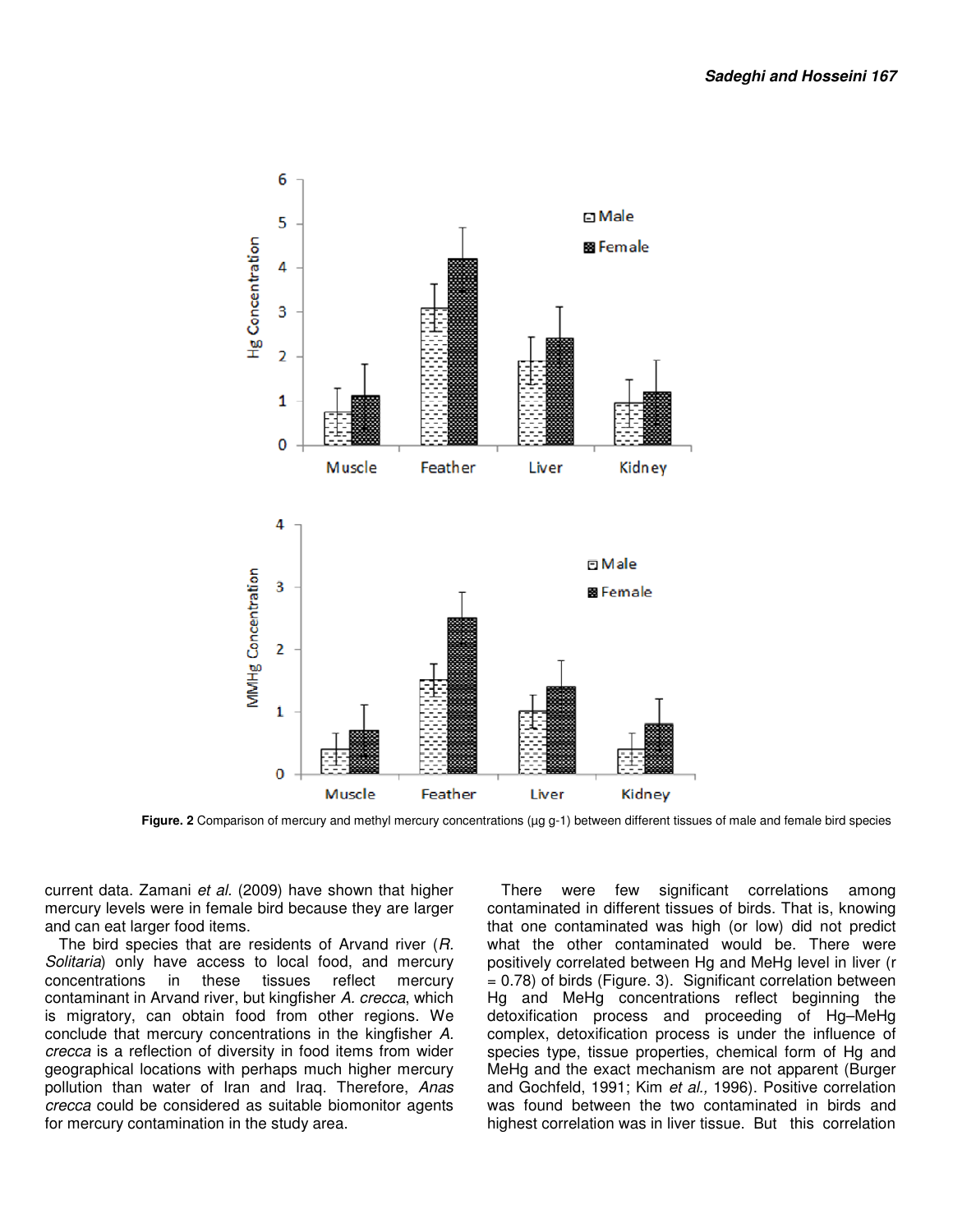**Figure. 2** Comparison of mercury and methyl mercury concentrations (µg g-1) between different tissues of male and female bird species

current data. Zamani *et al.* (2009) have shown that higher mercury levels were in female bird because they are larger and can eat larger food items.

The bird species that are residents of Arvand river (*R. Solitaria*) only have access to local food, and mercury concentrations in these tissues reflect mercury contaminant in Arvand river, but kingfisher *A. crecca*, which is migratory, can obtain food from other regions. We conclude that mercury concentrations in the kingfisher *A. crecca* is a reflection of diversity in food items from wider geographical locations with perhaps much higher mercury pollution than water of Iran and Iraq. Therefore, *Anas crecca* could be considered as suitable biomonitor agents for mercury contamination in the study area.

There were few significant correlations among contaminated in different tissues of birds. That is, knowing that one contaminated was high (or low) did not predict what the other contaminated would be. There were positively correlated between Hg and MeHg level in liver (r = 0.78) of birds (Figure. 3). Significant correlation between Hg and MeHg concentrations reflect beginning the detoxification process and proceeding of Hg–MeHg complex, detoxification process is under the influence of species type, tissue properties, chemical form of Hg and MeHg and the exact mechanism are not apparent (Burger and Gochfeld, 1991; Kim *et al.,* 1996). Positive correlation was found between the two contaminated in birds and highest correlation was in liver tissue. But this correlation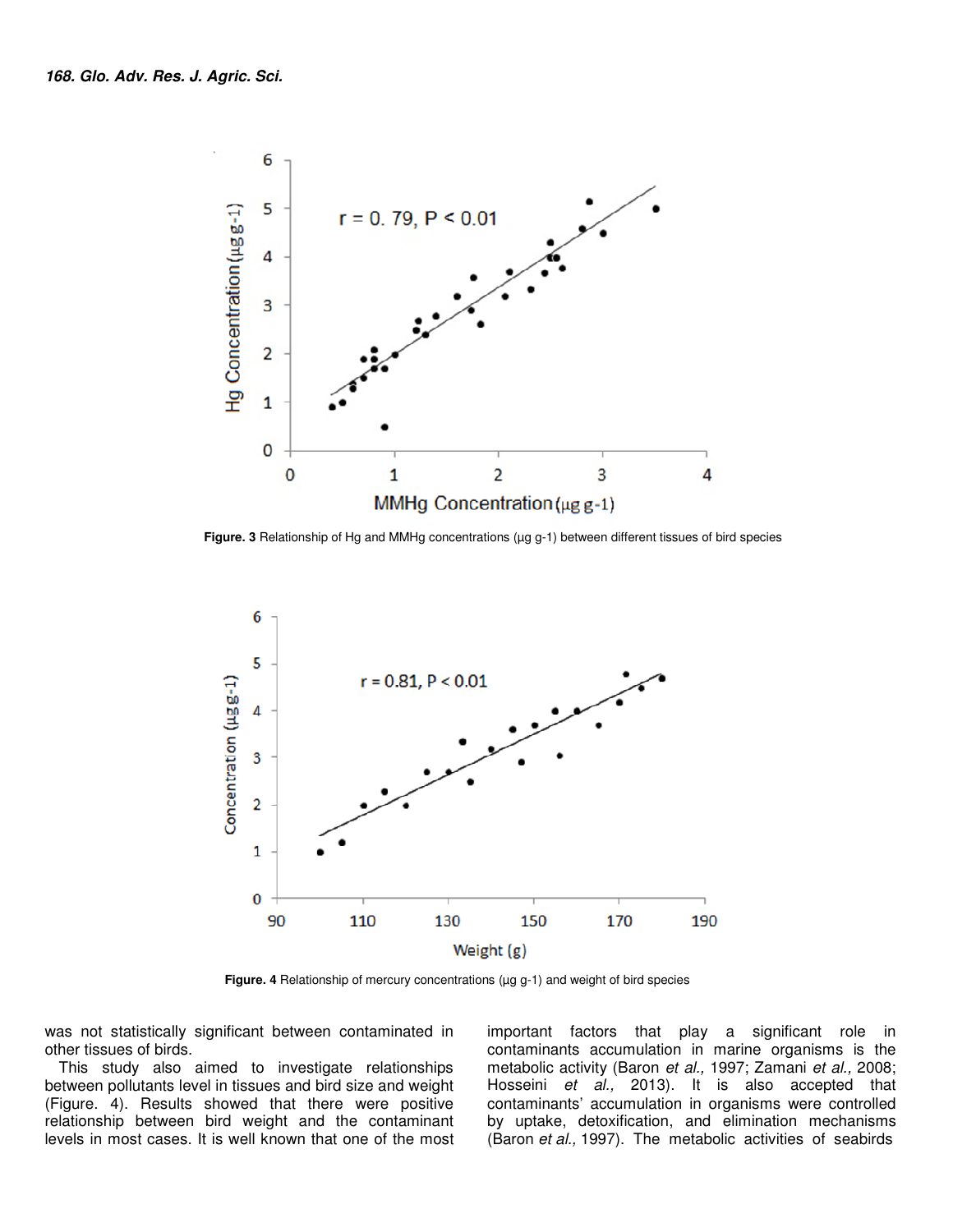Figure. 3 Relationship of Hg and MMHg concentrations (µg g-1) between different tissues of bird species

Figure. 4 Relationship of mercury concentrations (µg g-1) and weight of bird species

was not statistically significant between contaminated in other tissues of birds.

This study also aimed to investigate relationships between pollutants level in tissues and bird size and weight (Figure. 4). Results showed that there were positive relationship between bird weight and the contaminant levels in most cases. It is well known that one of the most important factors that play a significant role in contaminants accumulation in marine organisms is the metabolic activity (Baron *et al.,* 1997; Zamani *et al.,* 2008; Hosseini *et al.,* 2013). It is also accepted that contaminants' accumulation in organisms were controlled by uptake, detoxification, and elimination mechanisms (Baron *et al.,* 1997). The metabolic activities of seabirds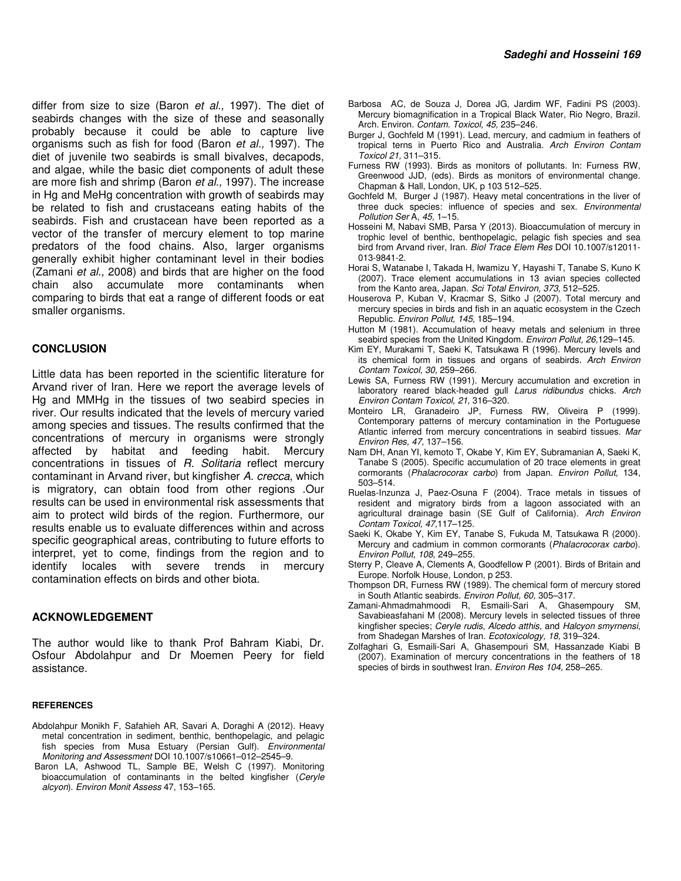differ from size to size (Baron *et al.,* 1997). The diet of seabirds changes with the size of these and seasonally probably because it could be able to capture live organisms such as fish for food (Baron *et al.,* 1997). The diet of juvenile two seabirds is small bivalves, decapods, and algae, while the basic diet components of adult these are more fish and shrimp (Baron *et al.,* 1997). The increase in Hg and MeHg concentration with growth of seabirds may be related to fish and crustaceans eating habits of the seabirds. Fish and crustacean have been reported as a vector of the transfer of mercury element to top marine predators of the food chains. Also, larger organisms generally exhibit higher contaminant level in their bodies (Zamani *et al.,* 2008) and birds that are higher on the food chain also accumulate more contaminants when comparing to birds that eat a range of different foods or eat smaller organisms.

## CONCLUSION

Little data has been reported in the scientific literature for Arvand river of Iran. Here we report the average levels of Hg and MMHg in the tissues of two seabird species in river. Our results indicated that the levels of mercury varied among species and tissues. The results confirmed that the concentrations of mercury in organisms were strongly affected by habitat and feeding habit. Mercury concentrations in tissues of *R. Solitaria* reflect mercury contaminant in Arvand river, but kingfisher *A. crecca*, which is migratory, can obtain food from other regions .Our results can be used in environmental risk assessments that aim to protect wild birds of the region. Furthermore, our results enable us to evaluate differences within and across specific geographical areas, contributing to future efforts to interpret, yet to come, findings from the region and to identify locales with severe trends in mercury contamination effects on birds and other biota.

## ACKNOWLEDGEMENT

The author would like to thank Prof Bahram Kiabi, Dr. Osfour Abdolahpur and Dr Moemen Peery for field assistance.

## REFERENCES

Abdolahpur Monikh F, Safahieh AR, Savari A, Doraghi A (2012). Heavy metal concentration in sediment, benthic, benthopelagic, and pelagic fish species from Musa Estuary (Persian Gulf). *Environmental Monitoring and Assessment* DOI 10.1007/s10661–012–2545–9.

Baron LA, Ashwood TL, Sample BE, Welsh C (1997). Monitoring bioaccumulation of contaminants in the belted kingfisher (*Ceryle alcyon*). *Environ Monit Assess* 47, 153–165.

Barbosa AC, de Souza J, Dorea JG, Jardim WF, Fadini PS (2003). Mercury biomagnification in a Tropical Black Water, Rio Negro, Brazil. Arch. Environ. *Contam. Toxicol, 45,* 235–246.

Burger J, Gochfeld M (1991). Lead, mercury, and cadmium in feathers of tropical terns in Puerto Rico and Australia. *Arch Environ Contam Toxicol 21,* 311–315.

Furness RW (1993). Birds as monitors of pollutants. In: Furness RW, Greenwood JJD, (eds). Birds as monitors of environmental change. Chapman & Hall, London, UK, p 103 512–525.

Gochfeld M, Burger J (1987). Heavy metal concentrations in the liver of three duck species: influence of species and sex. *Environmental Pollution Ser* A, *45,* 1–15.

Hosseini M, Nabavi SMB, Parsa Y (2013). Bioaccumulation of mercury in trophic level of benthic, benthopelagic, pelagic fish species and sea bird from Arvand river, Iran. *Biol Trace Elem Res* DOI 10.1007/s12011-013-9841-2.

Horai S, Watanabe I, Takada H, Iwamizu Y, Hayashi T, Tanabe S, Kuno K (2007). Trace element accumulations in 13 avian species collected from the Kanto area, Japan. *Sci Total Environ, 373,* 512–525.

Houserova P, Kuban V, Kracmar S, Sitko J (2007). Total mercury and mercury species in birds and fish in an aquatic ecosystem in the Czech Republic. *Environ Pollut, 145,* 185–194.

Hutton M (1981). Accumulation of heavy metals and selenium in three seabird species from the United Kingdom. *Environ Pollut, 26,*129–145.

Kim EY, Murakami T, Saeki K, Tatsukawa R (1996). Mercury levels and its chemical form in tissues and organs of seabirds. *Arch Environ Contam Toxicol*, *30,* 259–266.

Lewis SA, Furness RW (1991). Mercury accumulation and excretion in laboratory reared black-headed gull *Larus ridibundus* chicks. *Arch Environ Contam Toxicol*, *21,* 316–320.

Monteiro LR, Granadeiro JP, Furness RW, Oliveira P (1999). Contemporary patterns of mercury contamination in the Portuguese Atlantic inferred from mercury concentrations in seabird tissues. *Mar Environ Res, 47,* 137–156.

Nam DH, Anan YI, kemoto T, Okabe Y, Kim EY, Subramanian A, Saeki K, Tanabe S (2005). Specific accumulation of 20 trace elements in great cormorants (*Phalacrocorax carbo*) from Japan. *Environ Pollut,* 134, 503–514.

Ruelas-Inzunza J, Paez-Osuna F (2004). Trace metals in tissues of resident and migratory birds from a lagoon associated with an agricultural drainage basin (SE Gulf of California). *Arch Environ Contam Toxicol, 47,*117–125.

Saeki K, Okabe Y, Kim EY, Tanabe S, Fukuda M, Tatsukawa R (2000). Mercury and cadmium in common cormorants (*Phalacrocorax carbo*). *Environ Pollut, 108,* 249–255.

Sterry P, Cleave A, Clements A, Goodfellow P (2001). Birds of Britain and Europe. Norfolk House, London, p 253.

Thompson DR, Furness RW (1989). The chemical form of mercury stored in South Atlantic seabirds. *Environ Pollut, 60,* 305–317.

Zamani-Ahmadmahmoodi R, Esmaili-Sari A, Ghasempoury SM, Savabieasfahani M (2008). Mercury levels in selected tissues of three kingfisher species; *Ceryle rudis*, *Alcedo atthis*, and *Halcyon smyrnensi*, from Shadegan Marshes of Iran. *Ecotoxicology, 18,* 319–324.

Zolfaghari G, Esmaili-Sari A, Ghasempouri SM, Hassanzade Kiabi B (2007). Examination of mercury concentrations in the feathers of 18 species of birds in southwest Iran. *Environ Res 104,* 258–265.